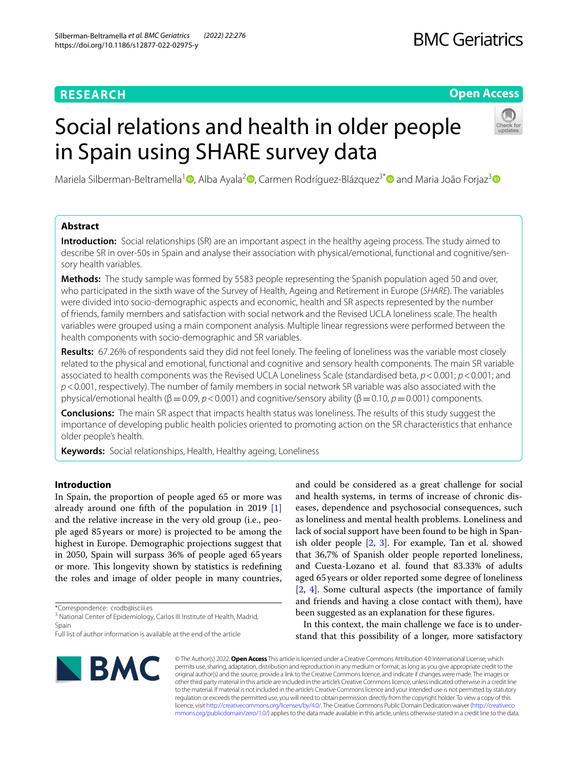**RESEARCH** **Open Access**

# Social relations and health in older people in Spain using SHARE survey data

Mariela Silberman-Beltramella[1], Alba Ayala[2], Carmen Rodríguez-Blázquez[3*] and Maria João Forjaz[3]

## Abstract

**Introduction:** Social relationships (SR) are an important aspect in the healthy ageing process. The study aimed to describe SR in over-50s in Spain and analyse their association with physical/emotional, functional and cognitive/sensory health variables.

**Methods:** The study sample was formed by 5583 people representing the Spanish population aged 50 and over, who participated in the sixth wave of the Survey of Health, Ageing and Retirement in Europe (*SHARE*). The variables were divided into socio-demographic aspects and economic, health and SR aspects represented by the number of friends, family members and satisfaction with social network and the Revised UCLA loneliness scale. The health variables were grouped using a main component analysis. Multiple linear regressions were performed between the health components with socio-demographic and SR variables.

**Results:** 67.26% of respondents said they did not feel lonely. The feeling of loneliness was the variable most closely related to the physical and emotional, functional and cognitive and sensory health components. The main SR variable associated to health components was the Revised UCLA Loneliness Scale (standardised beta, $p<0.001$; $p<0.001$; and $p<0.001$, respectively). The number of family members in social network SR variable was also associated with the physical/emotional health ($\beta=0.09$, $p<0.001$) and cognitive/sensory ability ($\beta=0.10$, $p=0.001$) components.

**Conclusions:** The main SR aspect that impacts health status was loneliness. The results of this study suggest the importance of developing public health policies oriented to promoting action on the SR characteristics that enhance older people's health.

**Keywords:** Social relationships, Health, Healthy ageing, Loneliness

## Introduction

In Spain, the proportion of people aged 65 or more was already around one fifth of the population in 2019 [1] and the relative increase in the very old group (i.e., people aged 85 years or more) is projected to be among the highest in Europe. Demographic projections suggest that in 2050, Spain will surpass 36% of people aged 65 years or more. This longevity shown by statistics is redefining the roles and image of older people in many countries, and could be considered as a great challenge for social and health systems, in terms of increase of chronic diseases, dependence and psychosocial consequences, such as loneliness and mental health problems. Loneliness and lack of social support have been found to be high in Spanish older people [2, 3]. For example, Tan et al. showed that 36,7% of Spanish older people reported loneliness, and Cuesta-Lozano et al. found that 83.33% of adults aged 65 years or older reported some degree of loneliness [2, 4]. Some cultural aspects (the importance of family and friends and having a close contact with them), have been suggested as an explanation for these figures.

In this context, the main challenge we face is to understand that this possibility of a longer, more satisfactory

*Correspondence: crodb@isciii.es
[3] National Center of Epidemiology, Carlos III Institute of Health, Madrid, Spain
Full list of author information is available at the end of the article

© The Author(s) 2022. **Open Access** This article is licensed under a Creative Commons Attribution 4.0 International License, which permits use, sharing, adaptation, distribution and reproduction in any medium or format, as long as you give appropriate credit to the original author(s) and the source, provide a link to the Creative Commons licence, and indicate if changes were made. The images or other third party material in this article are included in the article's Creative Commons licence, unless indicated otherwise in a credit line to the material. If material is not included in the article's Creative Commons licence and your intended use is not permitted by statutory regulation or exceeds the permitted use, you will need to obtain permission directly from the copyright holder. To view a copy of this licence, visit http://creativecommons.org/licenses/by/4.0/. The Creative Commons Public Domain Dedication waiver (http://creativecommons.org/publicdomain/zero/1.0/) applies to the data made available in this article, unless otherwise stated in a credit line to the data.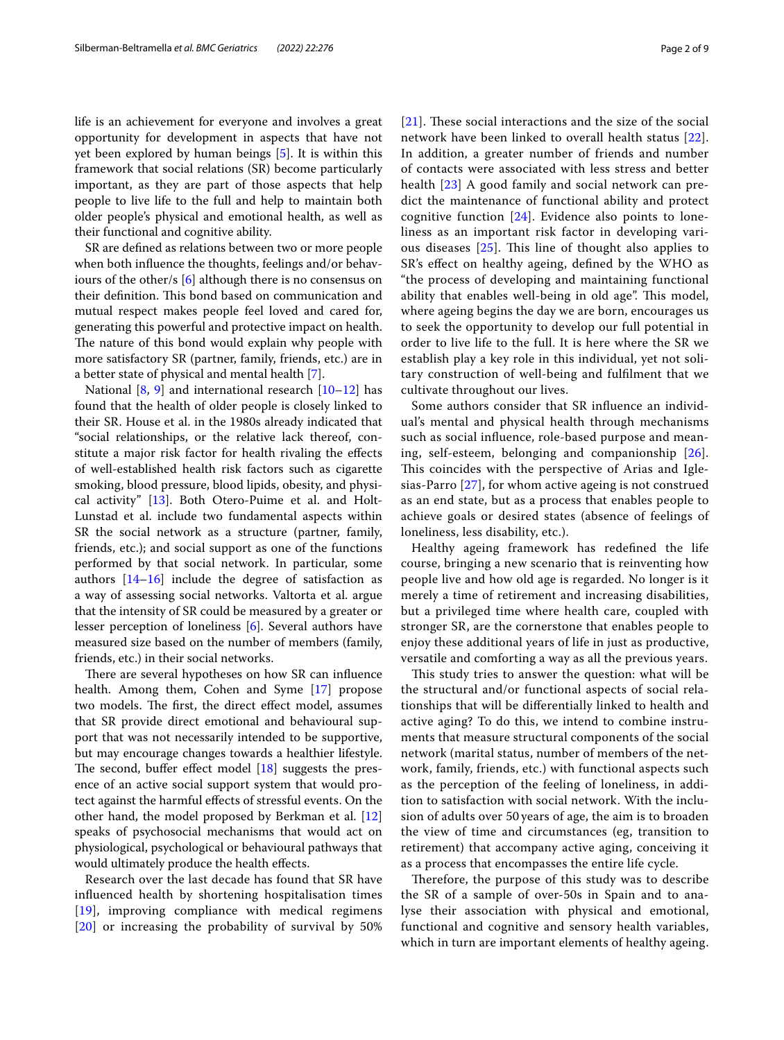life is an achievement for everyone and involves a great opportunity for development in aspects that have not yet been explored by human beings [5]. It is within this framework that social relations (SR) become particularly important, as they are part of those aspects that help people to live life to the full and help to maintain both older people's physical and emotional health, as well as their functional and cognitive ability.

SR are defined as relations between two or more people when both influence the thoughts, feelings and/or behaviours of the other/s [6] although there is no consensus on their definition. This bond based on communication and mutual respect makes people feel loved and cared for, generating this powerful and protective impact on health. The nature of this bond would explain why people with more satisfactory SR (partner, family, friends, etc.) are in a better state of physical and mental health [7].

National [8, 9] and international research [10–12] has found that the health of older people is closely linked to their SR. House et al. in the 1980s already indicated that "social relationships, or the relative lack thereof, constitute a major risk factor for health rivaling the effects of well-established health risk factors such as cigarette smoking, blood pressure, blood lipids, obesity, and physical activity" [13]. Both Otero-Puime et al. and Holt-Lunstad et al. include two fundamental aspects within SR the social network as a structure (partner, family, friends, etc.); and social support as one of the functions performed by that social network. In particular, some authors [14–16] include the degree of satisfaction as a way of assessing social networks. Valtorta et al. argue that the intensity of SR could be measured by a greater or lesser perception of loneliness [6]. Several authors have measured size based on the number of members (family, friends, etc.) in their social networks.

There are several hypotheses on how SR can influence health. Among them, Cohen and Syme [17] propose two models. The first, the direct effect model, assumes that SR provide direct emotional and behavioural support that was not necessarily intended to be supportive, but may encourage changes towards a healthier lifestyle. The second, buffer effect model [18] suggests the presence of an active social support system that would protect against the harmful effects of stressful events. On the other hand, the model proposed by Berkman et al. [12] speaks of psychosocial mechanisms that would act on physiological, psychological or behavioural pathways that would ultimately produce the health effects.

Research over the last decade has found that SR have influenced health by shortening hospitalisation times [19], improving compliance with medical regimens [20] or increasing the probability of survival by 50% [21]. These social interactions and the size of the social network have been linked to overall health status [22]. In addition, a greater number of friends and number of contacts were associated with less stress and better health [23] A good family and social network can predict the maintenance of functional ability and protect cognitive function [24]. Evidence also points to loneliness as an important risk factor in developing various diseases [25]. This line of thought also applies to SR's effect on healthy ageing, defined by the WHO as "the process of developing and maintaining functional ability that enables well-being in old age". This model, where ageing begins the day we are born, encourages us to seek the opportunity to develop our full potential in order to live life to the full. It is here where the SR we establish play a key role in this individual, yet not solitary construction of well-being and fulfilment that we cultivate throughout our lives.

Some authors consider that SR influence an individual's mental and physical health through mechanisms such as social influence, role-based purpose and meaning, self-esteem, belonging and companionship [26]. This coincides with the perspective of Arias and Iglesias-Parro [27], for whom active ageing is not construed as an end state, but as a process that enables people to achieve goals or desired states (absence of feelings of loneliness, less disability, etc.).

Healthy ageing framework has redefined the life course, bringing a new scenario that is reinventing how people live and how old age is regarded. No longer is it merely a time of retirement and increasing disabilities, but a privileged time where health care, coupled with stronger SR, are the cornerstone that enables people to enjoy these additional years of life in just as productive, versatile and comforting a way as all the previous years.

This study tries to answer the question: what will be the structural and/or functional aspects of social relationships that will be differentially linked to health and active aging? To do this, we intend to combine instruments that measure structural components of the social network (marital status, number of members of the network, family, friends, etc.) with functional aspects such as the perception of the feeling of loneliness, in addition to satisfaction with social network. With the inclusion of adults over 50 years of age, the aim is to broaden the view of time and circumstances (eg, transition to retirement) that accompany active aging, conceiving it as a process that encompasses the entire life cycle.

Therefore, the purpose of this study was to describe the SR of a sample of over-50s in Spain and to analyse their association with physical and emotional, functional and cognitive and sensory health variables, which in turn are important elements of healthy ageing.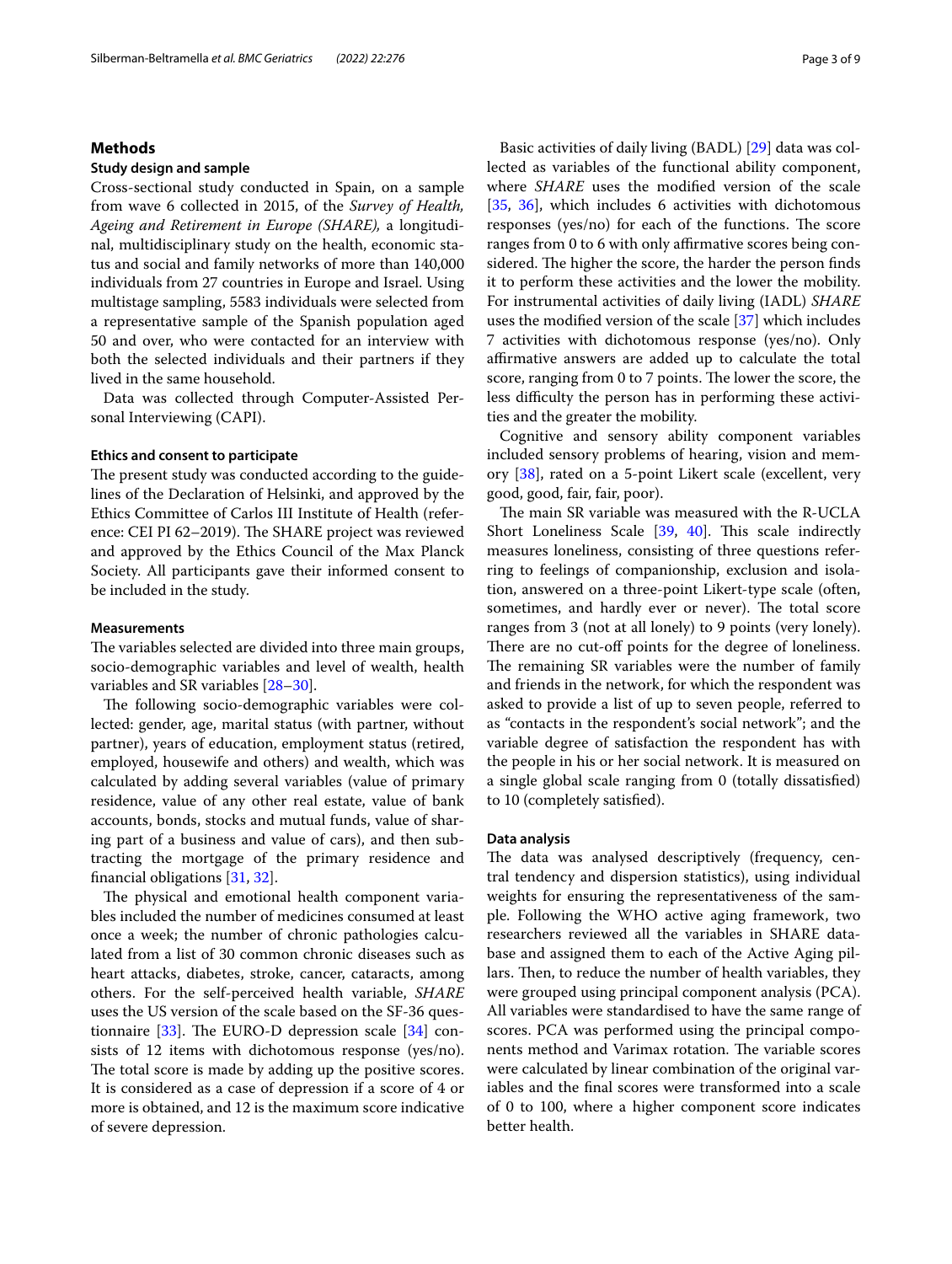## Methods

### Study design and sample

Cross-sectional study conducted in Spain, on a sample from wave 6 collected in 2015, of the *Survey of Health, Ageing and Retirement in Europe (SHARE),* a longitudinal, multidisciplinary study on the health, economic status and social and family networks of more than 140,000 individuals from 27 countries in Europe and Israel. Using multistage sampling, 5583 individuals were selected from a representative sample of the Spanish population aged 50 and over, who were contacted for an interview with both the selected individuals and their partners if they lived in the same household.

Data was collected through Computer-Assisted Personal Interviewing (CAPI).

#### Ethics and consent to participate

The present study was conducted according to the guidelines of the Declaration of Helsinki, and approved by the Ethics Committee of Carlos III Institute of Health (reference: CEI PI 62–2019). The SHARE project was reviewed and approved by the Ethics Council of the Max Planck Society. All participants gave their informed consent to be included in the study.

#### Measurements

The variables selected are divided into three main groups, socio-demographic variables and level of wealth, health variables and SR variables [28–30].

The following socio-demographic variables were collected: gender, age, marital status (with partner, without partner), years of education, employment status (retired, employed, housewife and others) and wealth, which was calculated by adding several variables (value of primary residence, value of any other real estate, value of bank accounts, bonds, stocks and mutual funds, value of sharing part of a business and value of cars), and then subtracting the mortgage of the primary residence and financial obligations [31, 32].

The physical and emotional health component variables included the number of medicines consumed at least once a week; the number of chronic pathologies calculated from a list of 30 common chronic diseases such as heart attacks, diabetes, stroke, cancer, cataracts, among others. For the self-perceived health variable, *SHARE* uses the US version of the scale based on the SF-36 questionnaire [33]. The EURO-D depression scale [34] consists of 12 items with dichotomous response (yes/no). The total score is made by adding up the positive scores. It is considered as a case of depression if a score of 4 or more is obtained, and 12 is the maximum score indicative of severe depression.

Basic activities of daily living (BADL) [29] data was collected as variables of the functional ability component, where *SHARE* uses the modified version of the scale [35, 36], which includes 6 activities with dichotomous responses (yes/no) for each of the functions. The score ranges from 0 to 6 with only affirmative scores being considered. The higher the score, the harder the person finds it to perform these activities and the lower the mobility. For instrumental activities of daily living (IADL) *SHARE* uses the modified version of the scale [37] which includes 7 activities with dichotomous response (yes/no). Only affirmative answers are added up to calculate the total score, ranging from 0 to 7 points. The lower the score, the less difficulty the person has in performing these activities and the greater the mobility.

Cognitive and sensory ability component variables included sensory problems of hearing, vision and memory [38], rated on a 5-point Likert scale (excellent, very good, good, fair, fair, poor).

The main SR variable was measured with the R-UCLA Short Loneliness Scale [39, 40]. This scale indirectly measures loneliness, consisting of three questions referring to feelings of companionship, exclusion and isolation, answered on a three-point Likert-type scale (often, sometimes, and hardly ever or never). The total score ranges from 3 (not at all lonely) to 9 points (very lonely). There are no cut-off points for the degree of loneliness. The remaining SR variables were the number of family and friends in the network, for which the respondent was asked to provide a list of up to seven people, referred to as "contacts in the respondent's social network"; and the variable degree of satisfaction the respondent has with the people in his or her social network. It is measured on a single global scale ranging from 0 (totally dissatisfied) to 10 (completely satisfied).

#### Data analysis

The data was analysed descriptively (frequency, central tendency and dispersion statistics), using individual weights for ensuring the representativeness of the sample. Following the WHO active aging framework, two researchers reviewed all the variables in SHARE database and assigned them to each of the Active Aging pillars. Then, to reduce the number of health variables, they were grouped using principal component analysis (PCA). All variables were standardised to have the same range of scores. PCA was performed using the principal components method and Varimax rotation. The variable scores were calculated by linear combination of the original variables and the final scores were transformed into a scale of 0 to 100, where a higher component score indicates better health.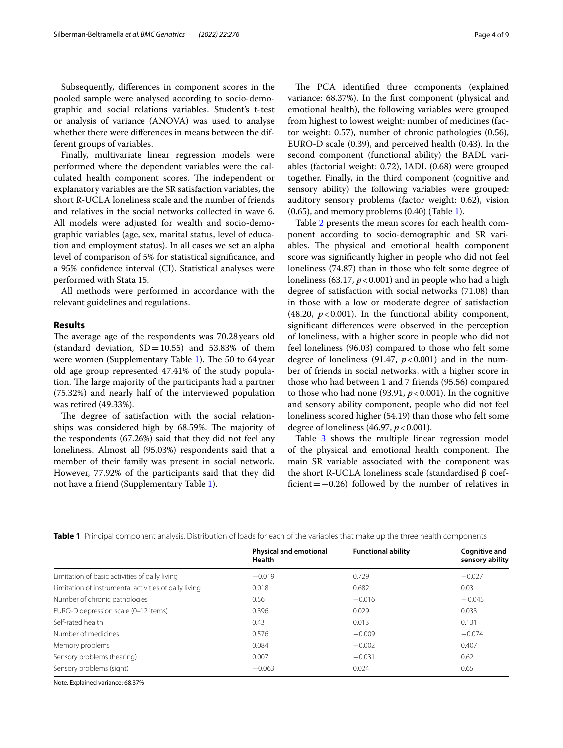Subsequently, differences in component scores in the pooled sample were analysed according to socio-demographic and social relations variables. Student's t-test or analysis of variance (ANOVA) was used to analyse whether there were differences in means between the different groups of variables.

Finally, multivariate linear regression models were performed where the dependent variables were the calculated health component scores. The independent or explanatory variables are the SR satisfaction variables, the short R-UCLA loneliness scale and the number of friends and relatives in the social networks collected in wave 6. All models were adjusted for wealth and socio-demographic variables (age, sex, marital status, level of education and employment status). In all cases we set an alpha level of comparison of 5% for statistical significance, and a 95% confidence interval (CI). Statistical analyses were performed with Stata 15.

All methods were performed in accordance with the relevant guidelines and regulations.

## Results

The average age of the respondents was 70.28 years old (standard deviation, SD = 10.55) and 53.83% of them were women (Supplementary Table 1). The 50 to 64 year old age group represented 47.41% of the study population. The large majority of the participants had a partner (75.32%) and nearly half of the interviewed population was retired (49.33%).

The degree of satisfaction with the social relationships was considered high by 68.59%. The majority of the respondents (67.26%) said that they did not feel any loneliness. Almost all (95.03%) respondents said that a member of their family was present in social network. However, 77.92% of the participants said that they did not have a friend (Supplementary Table 1).

The PCA identified three components (explained variance: 68.37%). In the first component (physical and emotional health), the following variables were grouped from highest to lowest weight: number of medicines (factor weight: 0.57), number of chronic pathologies (0.56), EURO-D scale (0.39), and perceived health (0.43). In the second component (functional ability) the BADL variables (factorial weight: 0.72), IADL (0.68) were grouped together. Finally, in the third component (cognitive and sensory ability) the following variables were grouped: auditory sensory problems (factor weight: 0.62), vision (0.65), and memory problems (0.40) (Table 1).

Table 2 presents the mean scores for each health component according to socio-demographic and SR variables. The physical and emotional health component score was significantly higher in people who did not feel loneliness (74.87) than in those who felt some degree of loneliness (63.17, $p < 0.001$) and in people who had a high degree of satisfaction with social networks (71.08) than in those with a low or moderate degree of satisfaction (48.20, $p < 0.001$). In the functional ability component, significant differences were observed in the perception of loneliness, with a higher score in people who did not feel loneliness (96.03) compared to those who felt some degree of loneliness (91.47, $p < 0.001$) and in the number of friends in social networks, with a higher score in those who had between 1 and 7 friends (95.56) compared to those who had none (93.91, $p < 0.001$). In the cognitive and sensory ability component, people who did not feel loneliness scored higher (54.19) than those who felt some degree of loneliness (46.97, $p < 0.001$).

Table 3 shows the multiple linear regression model of the physical and emotional health component. The main SR variable associated with the component was the short R-UCLA loneliness scale (standardised β coefficient = −0.26) followed by the number of relatives in

**Table 1** Principal component analysis. Distribution of loads for each of the variables that make up the three health components

| | Physical and emotional Health | Functional ability | Cognitive and sensory ability |
|---|---|---|---|
| Limitation of basic activities of daily living | −0.019 | 0.729 | −0.027 |
| Limitation of instrumental activities of daily living | 0.018 | 0.682 | 0.03 |
| Number of chronic pathologies | 0.56 | −0.016 | −0.045 |
| EURO-D depression scale (0–12 items) | 0.396 | 0.029 | 0.033 |
| Self-rated health | 0.43 | 0.013 | 0.131 |
| Number of medicines | 0.576 | −0.009 | −0.074 |
| Memory problems | 0.084 | −0.002 | 0.407 |
| Sensory problems (hearing) | 0.007 | −0.031 | 0.62 |
| Sensory problems (sight) | −0.063 | 0.024 | 0.65 |

Note. Explained variance: 68.37%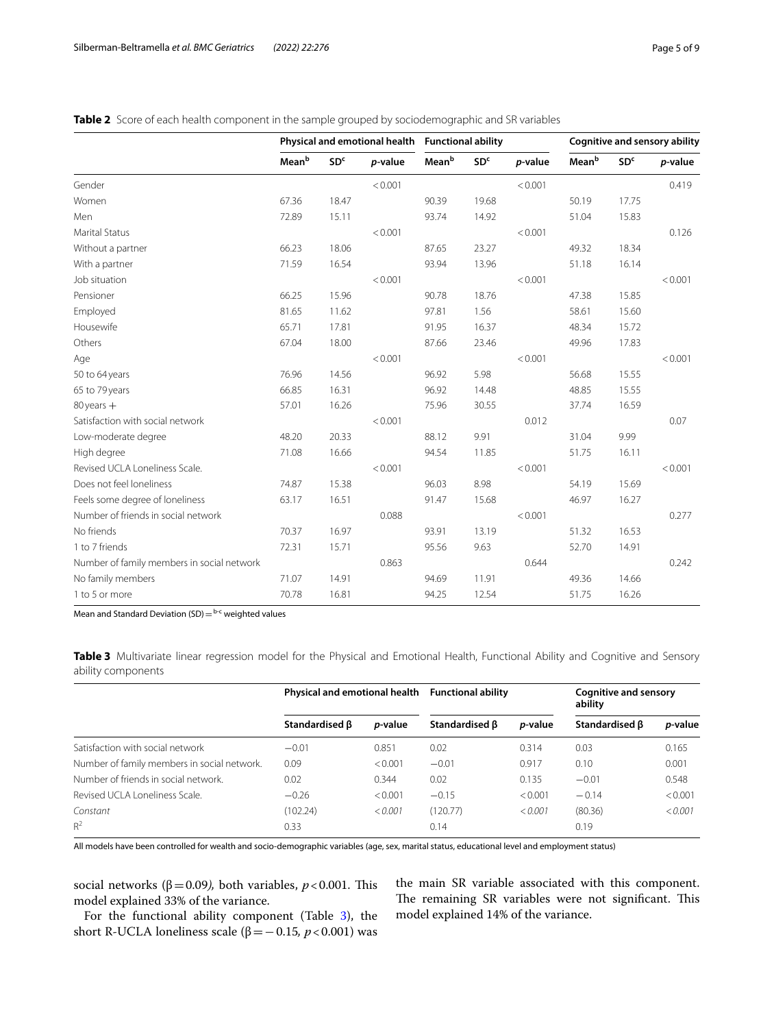**Table 2** Score of each health component in the sample grouped by sociodemographic and SR variables

| | Physical and emotional health | | | Functional ability | | | Cognitive and sensory ability | | |
|---|---|---|---|---|---|---|---|---|---|
| | Mean[b] | SD[c] | *p*-value | Mean[b] | SD[c] | *p*-value | Mean[b] | SD[c] | *p*-value |
| Gender | | | < 0.001 | | | < 0.001 | | | 0.419 |
| Women | 67.36 | 18.47 | | 90.39 | 19.68 | | 50.19 | 17.75 | |
| Men | 72.89 | 15.11 | | 93.74 | 14.92 | | 51.04 | 15.83 | |
| Marital Status | | | < 0.001 | | | < 0.001 | | | 0.126 |
| Without a partner | 66.23 | 18.06 | | 87.65 | 23.27 | | 49.32 | 18.34 | |
| With a partner | 71.59 | 16.54 | | 93.94 | 13.96 | | 51.18 | 16.14 | |
| Job situation | | | < 0.001 | | | < 0.001 | | | < 0.001 |
| Pensioner | 66.25 | 15.96 | | 90.78 | 18.76 | | 47.38 | 15.85 | |
| Employed | 81.65 | 11.62 | | 97.81 | 1.56 | | 58.61 | 15.60 | |
| Housewife | 65.71 | 17.81 | | 91.95 | 16.37 | | 48.34 | 15.72 | |
| Others | 67.04 | 18.00 | | 87.66 | 23.46 | | 49.96 | 17.83 | |
| Age | | | < 0.001 | | | < 0.001 | | | < 0.001 |
| 50 to 64 years | 76.96 | 14.56 | | 96.92 | 5.98 | | 56.68 | 15.55 | |
| 65 to 79 years | 66.85 | 16.31 | | 96.92 | 14.48 | | 48.85 | 15.55 | |
| 80 years + | 57.01 | 16.26 | | 75.96 | 30.55 | | 37.74 | 16.59 | |
| Satisfaction with social network | | | < 0.001 | | | 0.012 | | | 0.07 |
| Low-moderate degree | 48.20 | 20.33 | | 88.12 | 9.91 | | 31.04 | 9.99 | |
| High degree | 71.08 | 16.66 | | 94.54 | 11.85 | | 51.75 | 16.11 | |
| Revised UCLA Loneliness Scale. | | | < 0.001 | | | < 0.001 | | | < 0.001 |
| Does not feel loneliness | 74.87 | 15.38 | | 96.03 | 8.98 | | 54.19 | 15.69 | |
| Feels some degree of loneliness | 63.17 | 16.51 | | 91.47 | 15.68 | | 46.97 | 16.27 | |
| Number of friends in social network | | | 0.088 | | | < 0.001 | | | 0.277 |
| No friends | 70.37 | 16.97 | | 93.91 | 13.19 | | 51.32 | 16.53 | |
| 1 to 7 friends | 72.31 | 15.71 | | 95.56 | 9.63 | | 52.70 | 14.91 | |
| Number of family members in social network | | | 0.863 | | | 0.644 | | | 0.242 |
| No family members | 71.07 | 14.91 | | 94.69 | 11.91 | | 49.36 | 14.66 | |
| 1 to 5 or more | 70.78 | 16.81 | | 94.25 | 12.54 | | 51.75 | 16.26 | |

Mean and Standard Deviation (SD) = [b-c] weighted values

**Table 3** Multivariate linear regression model for the Physical and Emotional Health, Functional Ability and Cognitive and Sensory ability components

| | Physical and emotional health | | Functional ability | | Cognitive and sensory ability | |
|---|---|---|---|---|---|---|
| | Standardised β | *p*-value | Standardised β | *p*-value | Standardised β | *p*-value |
| Satisfaction with social network | −0.01 | 0.851 | 0.02 | 0.314 | 0.03 | 0.165 |
| Number of family members in social network. | 0.09 | < 0.001 | −0.01 | 0.917 | 0.10 | 0.001 |
| Number of friends in social network. | 0.02 | 0.344 | 0.02 | 0.135 | −0.01 | 0.548 |
| Revised UCLA Loneliness Scale. | −0.26 | < 0.001 | −0.15 | < 0.001 | − 0.14 | < 0.001 |
| *Constant* | (102.24) | *< 0.001* | (120.77) | *< 0.001* | (80.36) | *< 0.001* |
| $R^2$ | 0.33 | | 0.14 | | 0.19 | |

All models have been controlled for wealth and socio-demographic variables (age, sex, marital status, educational level and employment status)

social networks ($\beta = 0.09$), both variables, $p < 0.001$. This model explained 33% of the variance.

For the functional ability component (Table 3), the short R-UCLA loneliness scale ($\beta = -0.15$, $p < 0.001$) was the main SR variable associated with this component. The remaining SR variables were not significant. This model explained 14% of the variance.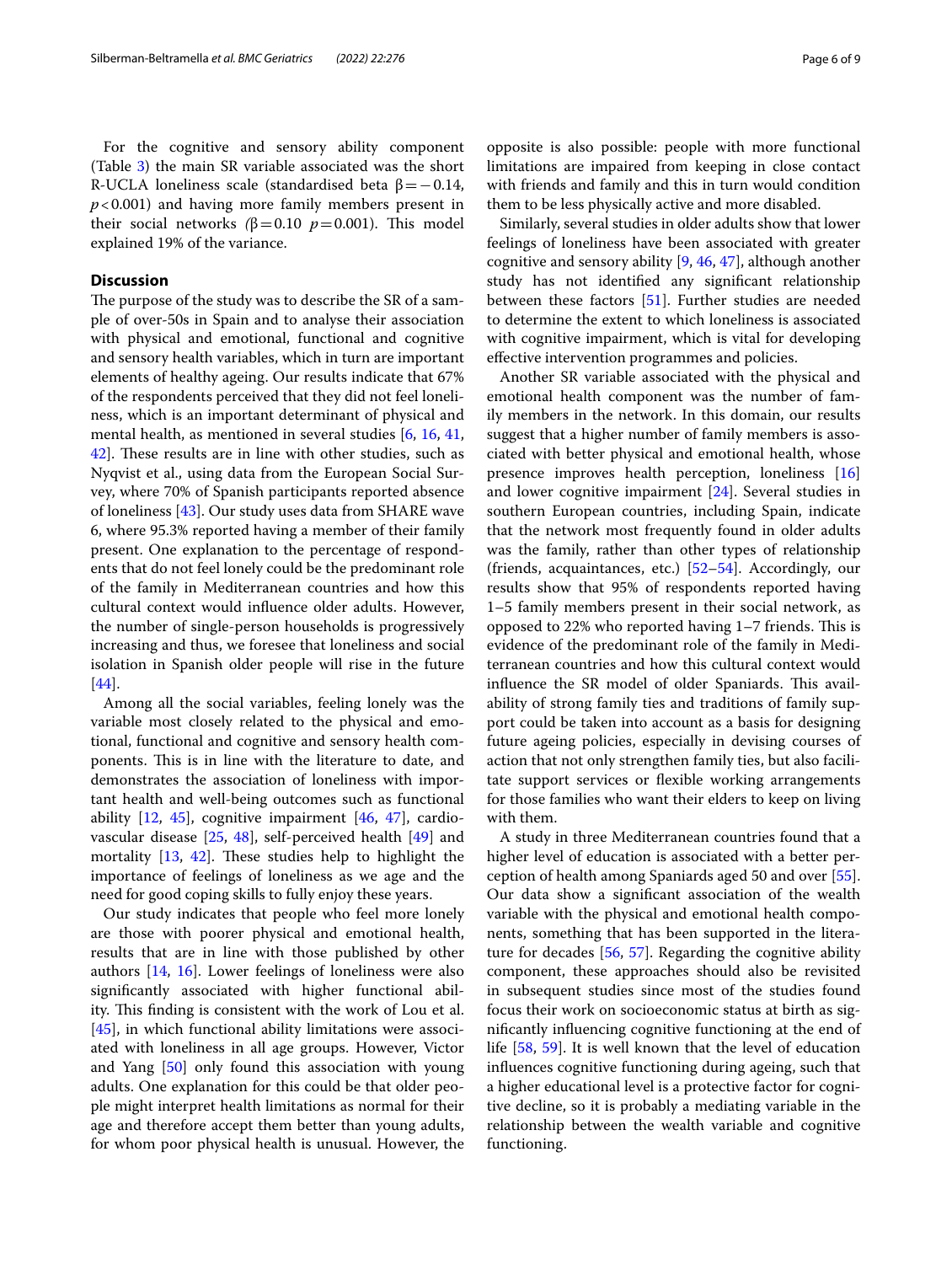For the cognitive and sensory ability component (Table 3) the main SR variable associated was the short R-UCLA loneliness scale (standardised beta $\beta = -0.14$, $p < 0.001$) and having more family members present in their social networks ($\beta = 0.10$ $p = 0.001$). This model explained 19% of the variance.

## Discussion

The purpose of the study was to describe the SR of a sample of over-50s in Spain and to analyse their association with physical and emotional, functional and cognitive and sensory health variables, which in turn are important elements of healthy ageing. Our results indicate that 67% of the respondents perceived that they did not feel loneliness, which is an important determinant of physical and mental health, as mentioned in several studies [6, 16, 41, 42]. These results are in line with other studies, such as Nyqvist et al., using data from the European Social Survey, where 70% of Spanish participants reported absence of loneliness [43]. Our study uses data from SHARE wave 6, where 95.3% reported having a member of their family present. One explanation to the percentage of respondents that do not feel lonely could be the predominant role of the family in Mediterranean countries and how this cultural context would influence older adults. However, the number of single-person households is progressively increasing and thus, we foresee that loneliness and social isolation in Spanish older people will rise in the future [44].

Among all the social variables, feeling lonely was the variable most closely related to the physical and emotional, functional and cognitive and sensory health components. This is in line with the literature to date, and demonstrates the association of loneliness with important health and well-being outcomes such as functional ability [12, 45], cognitive impairment [46, 47], cardiovascular disease [25, 48], self-perceived health [49] and mortality [13, 42]. These studies help to highlight the importance of feelings of loneliness as we age and the need for good coping skills to fully enjoy these years.

Our study indicates that people who feel more lonely are those with poorer physical and emotional health, results that are in line with those published by other authors [14, 16]. Lower feelings of loneliness were also significantly associated with higher functional ability. This finding is consistent with the work of Lou et al. [45], in which functional ability limitations were associated with loneliness in all age groups. However, Victor and Yang [50] only found this association with young adults. One explanation for this could be that older people might interpret health limitations as normal for their age and therefore accept them better than young adults, for whom poor physical health is unusual. However, the opposite is also possible: people with more functional limitations are impaired from keeping in close contact with friends and family and this in turn would condition them to be less physically active and more disabled.

Similarly, several studies in older adults show that lower feelings of loneliness have been associated with greater cognitive and sensory ability [9, 46, 47], although another study has not identified any significant relationship between these factors [51]. Further studies are needed to determine the extent to which loneliness is associated with cognitive impairment, which is vital for developing effective intervention programmes and policies.

Another SR variable associated with the physical and emotional health component was the number of family members in the network. In this domain, our results suggest that a higher number of family members is associated with better physical and emotional health, whose presence improves health perception, loneliness [16] and lower cognitive impairment [24]. Several studies in southern European countries, including Spain, indicate that the network most frequently found in older adults was the family, rather than other types of relationship (friends, acquaintances, etc.) [52–54]. Accordingly, our results show that 95% of respondents reported having 1–5 family members present in their social network, as opposed to 22% who reported having 1–7 friends. This is evidence of the predominant role of the family in Mediterranean countries and how this cultural context would influence the SR model of older Spaniards. This availability of strong family ties and traditions of family support could be taken into account as a basis for designing future ageing policies, especially in devising courses of action that not only strengthen family ties, but also facilitate support services or flexible working arrangements for those families who want their elders to keep on living with them.

A study in three Mediterranean countries found that a higher level of education is associated with a better perception of health among Spaniards aged 50 and over [55]. Our data show a significant association of the wealth variable with the physical and emotional health components, something that has been supported in the literature for decades [56, 57]. Regarding the cognitive ability component, these approaches should also be revisited in subsequent studies since most of the studies found focus their work on socioeconomic status at birth as significantly influencing cognitive functioning at the end of life [58, 59]. It is well known that the level of education influences cognitive functioning during ageing, such that a higher educational level is a protective factor for cognitive decline, so it is probably a mediating variable in the relationship between the wealth variable and cognitive functioning.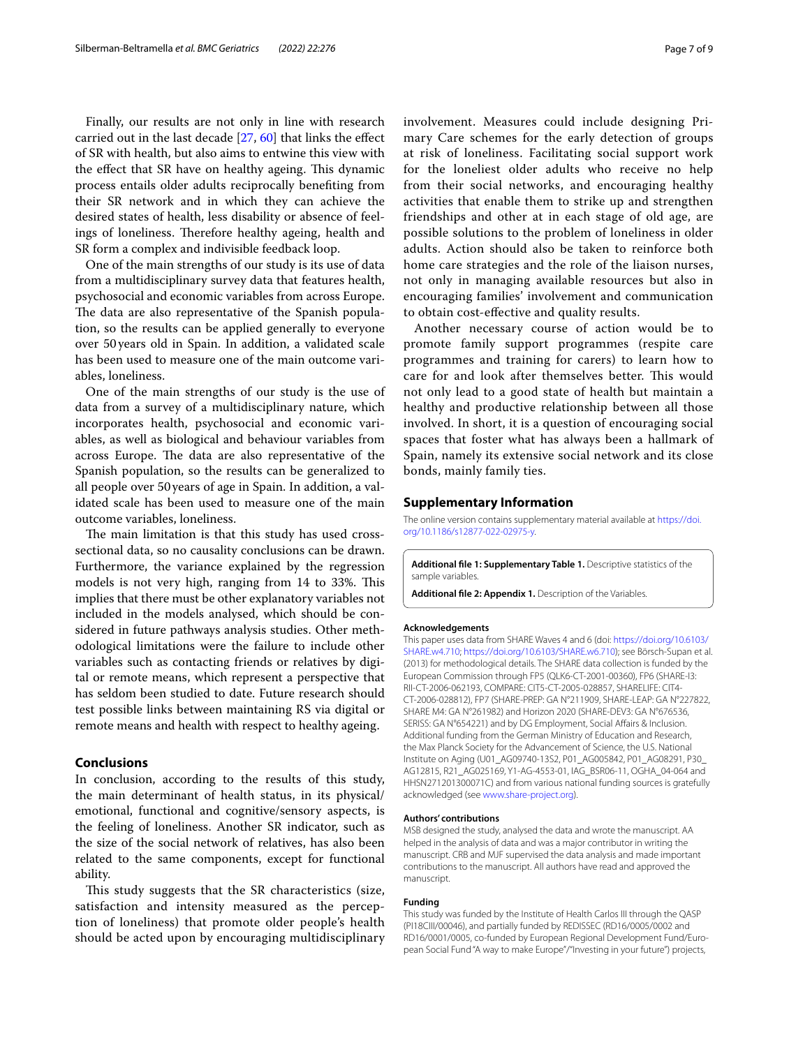Finally, our results are not only in line with research carried out in the last decade [27, 60] that links the effect of SR with health, but also aims to entwine this view with the effect that SR have on healthy ageing. This dynamic process entails older adults reciprocally benefiting from their SR network and in which they can achieve the desired states of health, less disability or absence of feelings of loneliness. Therefore healthy ageing, health and SR form a complex and indivisible feedback loop.

One of the main strengths of our study is its use of data from a multidisciplinary survey data that features health, psychosocial and economic variables from across Europe. The data are also representative of the Spanish population, so the results can be applied generally to everyone over 50 years old in Spain. In addition, a validated scale has been used to measure one of the main outcome variables, loneliness.

One of the main strengths of our study is the use of data from a survey of a multidisciplinary nature, which incorporates health, psychosocial and economic variables, as well as biological and behaviour variables from across Europe. The data are also representative of the Spanish population, so the results can be generalized to all people over 50 years of age in Spain. In addition, a validated scale has been used to measure one of the main outcome variables, loneliness.

The main limitation is that this study has used cross-sectional data, so no causality conclusions can be drawn. Furthermore, the variance explained by the regression models is not very high, ranging from 14 to 33%. This implies that there must be other explanatory variables not included in the models analysed, which should be considered in future pathways analysis studies. Other methodological limitations were the failure to include other variables such as contacting friends or relatives by digital or remote means, which represent a perspective that has seldom been studied to date. Future research should test possible links between maintaining RS via digital or remote means and health with respect to healthy ageing.

## Conclusions

In conclusion, according to the results of this study, the main determinant of health status, in its physical/emotional, functional and cognitive/sensory aspects, is the feeling of loneliness. Another SR indicator, such as the size of the social network of relatives, has also been related to the same components, except for functional ability.

This study suggests that the SR characteristics (size, satisfaction and intensity measured as the perception of loneliness) that promote older people's health should be acted upon by encouraging multidisciplinary involvement. Measures could include designing Primary Care schemes for the early detection of groups at risk of loneliness. Facilitating social support work for the loneliest older adults who receive no help from their social networks, and encouraging healthy activities that enable them to strike up and strengthen friendships and other at in each stage of old age, are possible solutions to the problem of loneliness in older adults. Action should also be taken to reinforce both home care strategies and the role of the liaison nurses, not only in managing available resources but also in encouraging families' involvement and communication to obtain cost-effective and quality results.

Another necessary course of action would be to promote family support programmes (respite care programmes and training for carers) to learn how to care for and look after themselves better. This would not only lead to a good state of health but maintain a healthy and productive relationship between all those involved. In short, it is a question of encouraging social spaces that foster what has always been a hallmark of Spain, namely its extensive social network and its close bonds, mainly family ties.

## Supplementary Information

The online version contains supplementary material available at https://doi.org/10.1186/s12877-022-02975-y.

**Additional file 1: Supplementary Table 1.** Descriptive statistics of the sample variables.

**Additional file 2: Appendix 1.** Description of the Variables.

#### Acknowledgements

This paper uses data from SHARE Waves 4 and 6 (doi: https://doi.org/10.6103/SHARE.w4.710; https://doi.org/10.6103/SHARE.w6.710); see Börsch-Supan et al. (2013) for methodological details. The SHARE data collection is funded by the European Commission through FP5 (QLK6-CT-2001-00360), FP6 (SHARE-I3: RII-CT-2006-062193, COMPARE: CIT5-CT-2005-028857, SHARELIFE: CIT4-CT-2006-028812), FP7 (SHARE-PREP: GA N°211909, SHARE-LEAP: GA N°227822, SHARE M4: GA N°261982) and Horizon 2020 (SHARE-DEV3: GA N°676536, SERISS: GA N°654221) and by DG Employment, Social Affairs & Inclusion. Additional funding from the German Ministry of Education and Research, the Max Planck Society for the Advancement of Science, the U.S. National Institute on Aging (U01_AG09740-13S2, P01_AG005842, P01_AG08291, P30_AG12815, R21_AG025169, Y1-AG-4553-01, IAG_BSR06-11, OGHA_04-064 and HHSN271201300071C) and from various national funding sources is gratefully acknowledged (see www.share-project.org).

#### Authors' contributions

MSB designed the study, analysed the data and wrote the manuscript. AA helped in the analysis of data and was a major contributor in writing the manuscript. CRB and MJF supervised the data analysis and made important contributions to the manuscript. All authors have read and approved the manuscript.

#### Funding

This study was funded by the Institute of Health Carlos III through the QASP (PI18CIII/00046), and partially funded by REDISSEC (RD16/0005/0002 and RD16/0001/0005, co-funded by European Regional Development Fund/European Social Fund "A way to make Europe"/"Investing in your future") projects,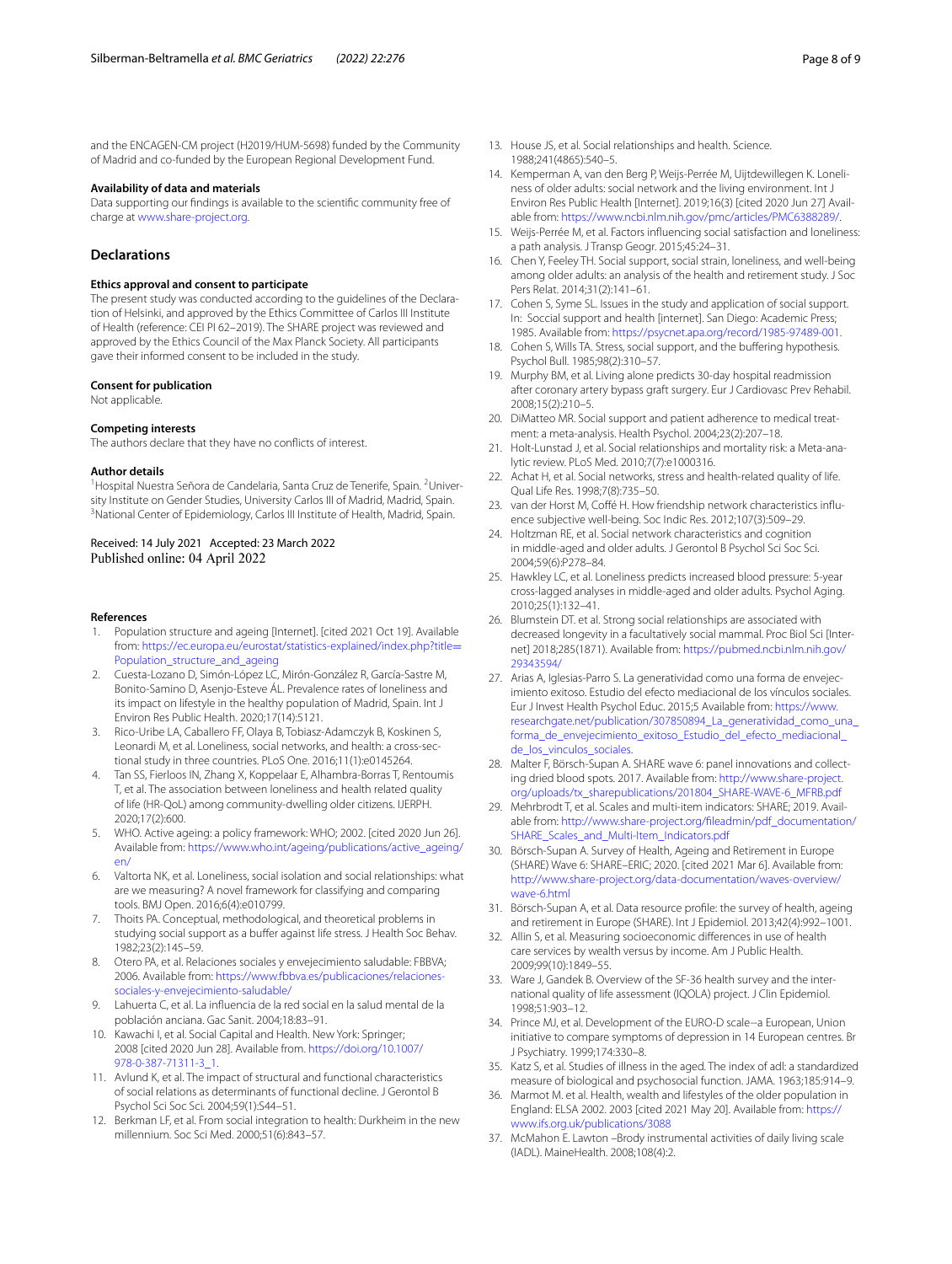and the ENCAGEN-CM project (H2019/HUM-5698) funded by the Community of Madrid and co-funded by the European Regional Development Fund.

### Availability of data and materials

Data supporting our findings is available to the scientific community free of charge at www.share-project.org.

## Declarations

### Ethics approval and consent to participate

The present study was conducted according to the guidelines of the Declaration of Helsinki, and approved by the Ethics Committee of Carlos III Institute of Health (reference: CEI PI 62–2019). The SHARE project was reviewed and approved by the Ethics Council of the Max Planck Society. All participants gave their informed consent to be included in the study.

### Consent for publication

Not applicable.

### Competing interests

The authors declare that they have no conflicts of interest.

### Author details

[1]Hospital Nuestra Señora de Candelaria, Santa Cruz de Tenerife, Spain. [2]University Institute on Gender Studies, University Carlos III of Madrid, Madrid, Spain. [3]National Center of Epidemiology, Carlos III Institute of Health, Madrid, Spain.

Received: 14 July 2021 Accepted: 23 March 2022
Published online: 04 April 2022

### References

1. Population structure and ageing [Internet]. [cited 2021 Oct 19]. Available from: https://ec.europa.eu/eurostat/statistics-explained/index.php?title=Population_structure_and_ageing
2. Cuesta-Lozano D, Simón-López LC, Mirón-González R, García-Sastre M, Bonito-Samino D, Asenjo-Esteve ÁL. Prevalence rates of loneliness and its impact on lifestyle in the healthy population of Madrid, Spain. Int J Environ Res Public Health. 2020;17(14):5121.
3. Rico-Uribe LA, Caballero FF, Olaya B, Tobiasz-Adamczyk B, Koskinen S, Leonardi M, et al. Loneliness, social networks, and health: a cross-sectional study in three countries. PLoS One. 2016;11(1):e0145264.
4. Tan SS, Fierloos IN, Zhang X, Koppelaar E, Alhambra-Borras T, Rentoumis T, et al. The association between loneliness and health related quality of life (HR-QoL) among community-dwelling older citizens. IJERPH. 2020;17(2):600.
5. WHO. Active ageing: a policy framework: WHO; 2002. [cited 2020 Jun 26]. Available from: https://www.who.int/ageing/publications/active_ageing/en/
6. Valtorta NK, et al. Loneliness, social isolation and social relationships: what are we measuring? A novel framework for classifying and comparing tools. BMJ Open. 2016;6(4):e010799.
7. Thoits PA. Conceptual, methodological, and theoretical problems in studying social support as a buffer against life stress. J Health Soc Behav. 1982;23(2):145–59.
8. Otero PA, et al. Relaciones sociales y envejecimiento saludable: FBBVA; 2006. Available from: https://www.fbbva.es/publicaciones/relaciones-sociales-y-envejecimiento-saludable/
9. Lahuerta C, et al. La influencia de la red social en la salud mental de la población anciana. Gac Sanit. 2004;18:83–91.
10. Kawachi I, et al. Social Capital and Health. New York: Springer; 2008 [cited 2020 Jun 28]. Available from. https://doi.org/10.1007/978-0-387-71311-3_1.
11. Avlund K, et al. The impact of structural and functional characteristics of social relations as determinants of functional decline. J Gerontol B Psychol Sci Soc Sci. 2004;59(1):S44–51.
12. Berkman LF, et al. From social integration to health: Durkheim in the new millennium. Soc Sci Med. 2000;51(6):843–57.
13. House JS, et al. Social relationships and health. Science. 1988;241(4865):540–5.
14. Kemperman A, van den Berg P, Weijs-Perrée M, Uijtdewillegen K. Loneliness of older adults: social network and the living environment. Int J Environ Res Public Health [Internet]. 2019;16(3) [cited 2020 Jun 27] Available from: https://www.ncbi.nlm.nih.gov/pmc/articles/PMC6388289/.
15. Weijs-Perrée M, et al. Factors influencing social satisfaction and loneliness: a path analysis. J Transp Geogr. 2015;45:24–31.
16. Chen Y, Feeley TH. Social support, social strain, loneliness, and well-being among older adults: an analysis of the health and retirement study. J Soc Pers Relat. 2014;31(2):141–61.
17. Cohen S, Syme SL. Issues in the study and application of social support. In: Soccial support and health [internet]. San Diego: Academic Press; 1985. Available from: https://psycnet.apa.org/record/1985-97489-001.
18. Cohen S, Wills TA. Stress, social support, and the buffering hypothesis. Psychol Bull. 1985;98(2):310–57.
19. Murphy BM, et al. Living alone predicts 30-day hospital readmission after coronary artery bypass graft surgery. Eur J Cardiovasc Prev Rehabil. 2008;15(2):210–5.
20. DiMatteo MR. Social support and patient adherence to medical treatment: a meta-analysis. Health Psychol. 2004;23(2):207–18.
21. Holt-Lunstad J, et al. Social relationships and mortality risk: a Meta-analytic review. PLoS Med. 2010;7(7):e1000316.
22. Achat H, et al. Social networks, stress and health-related quality of life. Qual Life Res. 1998;7(8):735–50.
23. van der Horst M, Coffé H. How friendship network characteristics influence subjective well-being. Soc Indic Res. 2012;107(3):509–29.
24. Holtzman RE, et al. Social network characteristics and cognition in middle-aged and older adults. J Gerontol B Psychol Sci Soc Sci. 2004;59(6):P278–84.
25. Hawkley LC, et al. Loneliness predicts increased blood pressure: 5-year cross-lagged analyses in middle-aged and older adults. Psychol Aging. 2010;25(1):132–41.
26. Blumstein DT. et al. Strong social relationships are associated with decreased longevity in a facultatively social mammal. Proc Biol Sci [Internet] 2018;285(1871). Available from: https://pubmed.ncbi.nlm.nih.gov/29343594/
27. Arias A, Iglesias-Parro S. La generatividad como una forma de envejecimiento exitoso. Estudio del efecto mediacional de los vínculos sociales. Eur J Invest Health Psychol Educ. 2015;5 Available from: https://www.researchgate.net/publication/307850894_La_generatividad_como_una_forma_de_envejecimiento_exitoso_Estudio_del_efecto_mediacional_de_los_vinculos_sociales.
28. Malter F, Börsch-Supan A. SHARE wave 6: panel innovations and collecting dried blood spots. 2017. Available from: http://www.share-project.org/uploads/tx_sharepublications/201804_SHARE-WAVE-6_MFRB.pdf
29. Mehrbrodt T, et al. Scales and multi-item indicators: SHARE; 2019. Available from: http://www.share-project.org/fileadmin/pdf_documentation/SHARE_Scales_and_Multi-Item_Indicators.pdf
30. Börsch-Supan A. Survey of Health, Ageing and Retirement in Europe (SHARE) Wave 6: SHARE–ERIC; 2020. [cited 2021 Mar 6]. Available from: http://www.share-project.org/data-documentation/waves-overview/wave-6.html
31. Börsch-Supan A, et al. Data resource profile: the survey of health, ageing and retirement in Europe (SHARE). Int J Epidemiol. 2013;42(4):992–1001.
32. Allin S, et al. Measuring socioeconomic differences in use of health care services by wealth versus by income. Am J Public Health. 2009;99(10):1849–55.
33. Ware J, Gandek B. Overview of the SF-36 health survey and the international quality of life assessment (IQOLA) project. J Clin Epidemiol. 1998;51:903–12.
34. Prince MJ, et al. Development of the EURO-D scale--a European, Union initiative to compare symptoms of depression in 14 European centres. Br J Psychiatry. 1999;174:330–8.
35. Katz S, et al. Studies of illness in the aged. The index of adl: a standardized measure of biological and psychosocial function. JAMA. 1963;185:914–9.
36. Marmot M. et al. Health, wealth and lifestyles of the older population in England: ELSA 2002. 2003 [cited 2021 May 20]. Available from: https://www.ifs.org.uk/publications/3088
37. McMahon E. Lawton –Brody instrumental activities of daily living scale (IADL). MaineHealth. 2008;108(4):2.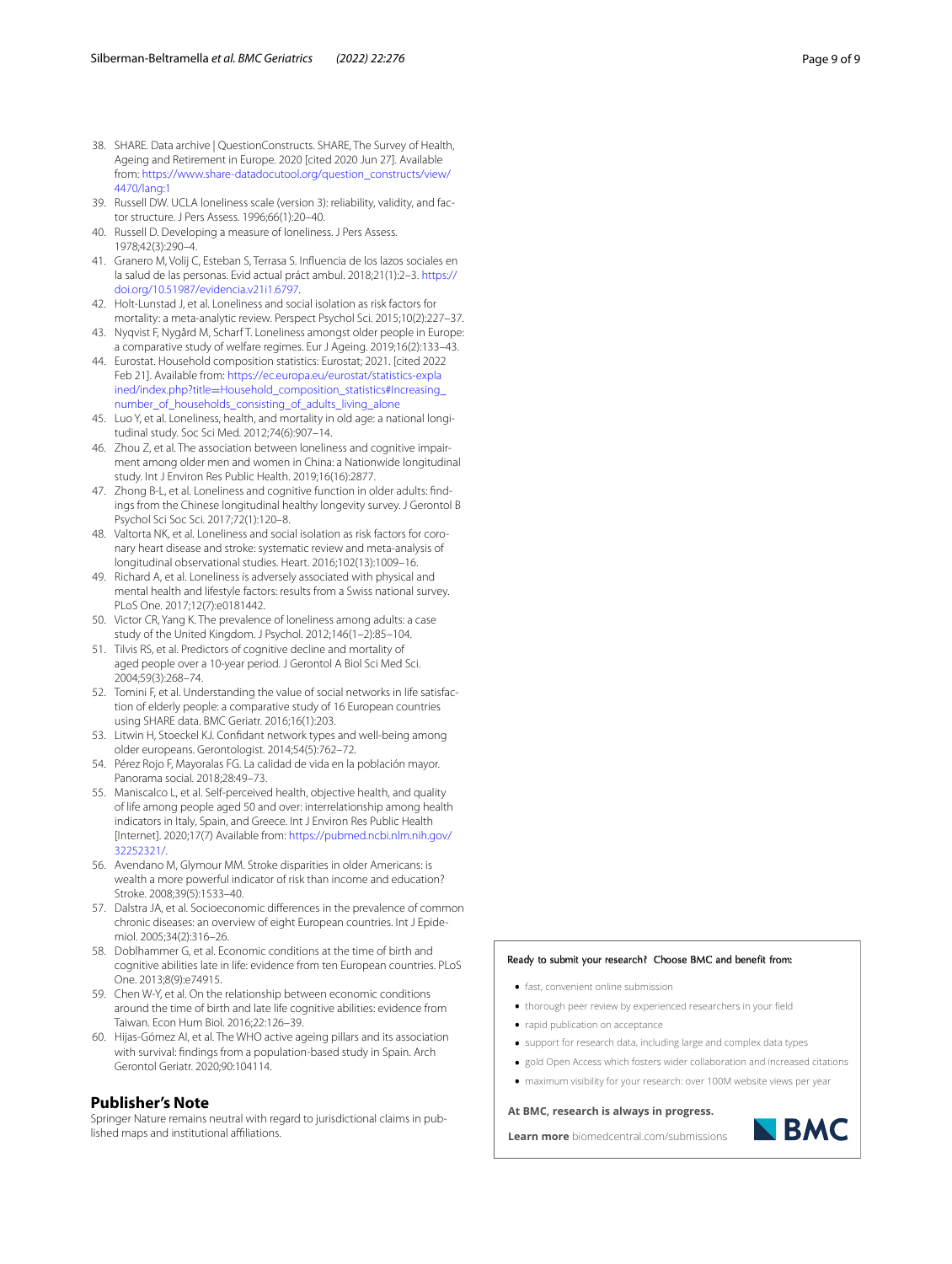38. SHARE. Data archive | QuestionConstructs. SHARE, The Survey of Health, Ageing and Retirement in Europe. 2020 [cited 2020 Jun 27]. Available from: https://www.share-datadocutool.org/question_constructs/view/4470/lang:1
39. Russell DW. UCLA loneliness scale (version 3): reliability, validity, and factor structure. J Pers Assess. 1996;66(1):20–40.
40. Russell D. Developing a measure of loneliness. J Pers Assess. 1978;42(3):290–4.
41. Granero M, Volij C, Esteban S, Terrasa S. Influencia de los lazos sociales en la salud de las personas. Evid actual práct ambul. 2018;21(1):2–3. https://doi.org/10.51987/evidencia.v21i1.6797.
42. Holt-Lunstad J, et al. Loneliness and social isolation as risk factors for mortality: a meta-analytic review. Perspect Psychol Sci. 2015;10(2):227–37.
43. Nyqvist F, Nygård M, Scharf T. Loneliness amongst older people in Europe: a comparative study of welfare regimes. Eur J Ageing. 2019;16(2):133–43.
44. Eurostat. Household composition statistics: Eurostat; 2021. [cited 2022 Feb 21]. Available from: https://ec.europa.eu/eurostat/statistics-explained/index.php?title=Household_composition_statistics#Increasing_number_of_households_consisting_of_adults_living_alone
45. Luo Y, et al. Loneliness, health, and mortality in old age: a national longitudinal study. Soc Sci Med. 2012;74(6):907–14.
46. Zhou Z, et al. The association between loneliness and cognitive impairment among older men and women in China: a Nationwide longitudinal study. Int J Environ Res Public Health. 2019;16(16):2877.
47. Zhong B-L, et al. Loneliness and cognitive function in older adults: findings from the Chinese longitudinal healthy longevity survey. J Gerontol B Psychol Sci Soc Sci. 2017;72(1):120–8.
48. Valtorta NK, et al. Loneliness and social isolation as risk factors for coronary heart disease and stroke: systematic review and meta-analysis of longitudinal observational studies. Heart. 2016;102(13):1009–16.
49. Richard A, et al. Loneliness is adversely associated with physical and mental health and lifestyle factors: results from a Swiss national survey. PLoS One. 2017;12(7):e0181442.
50. Victor CR, Yang K. The prevalence of loneliness among adults: a case study of the United Kingdom. J Psychol. 2012;146(1–2):85–104.
51. Tilvis RS, et al. Predictors of cognitive decline and mortality of aged people over a 10-year period. J Gerontol A Biol Sci Med Sci. 2004;59(3):268–74.
52. Tomini F, et al. Understanding the value of social networks in life satisfaction of elderly people: a comparative study of 16 European countries using SHARE data. BMC Geriatr. 2016;16(1):203.
53. Litwin H, Stoeckel KJ. Confidant network types and well-being among older europeans. Gerontologist. 2014;54(5):762–72.
54. Pérez Rojo F, Mayoralas FG. La calidad de vida en la población mayor. Panorama social. 2018;28:49–73.
55. Maniscalco L, et al. Self-perceived health, objective health, and quality of life among people aged 50 and over: interrelationship among health indicators in Italy, Spain, and Greece. Int J Environ Res Public Health [Internet]. 2020;17(7) Available from: https://pubmed.ncbi.nlm.nih.gov/32252321/.
56. Avendano M, Glymour MM. Stroke disparities in older Americans: is wealth a more powerful indicator of risk than income and education? Stroke. 2008;39(5):1533–40.
57. Dalstra JA, et al. Socioeconomic differences in the prevalence of common chronic diseases: an overview of eight European countries. Int J Epidemiol. 2005;34(2):316–26.
58. Doblhammer G, et al. Economic conditions at the time of birth and cognitive abilities late in life: evidence from ten European countries. PLoS One. 2013;8(9):e74915.
59. Chen W-Y, et al. On the relationship between economic conditions around the time of birth and late life cognitive abilities: evidence from Taiwan. Econ Hum Biol. 2016;22:126–39.
60. Hijas-Gómez AI, et al. The WHO active ageing pillars and its association with survival: findings from a population-based study in Spain. Arch Gerontol Geriatr. 2020;90:104114.

## Publisher's Note

Springer Nature remains neutral with regard to jurisdictional claims in published maps and institutional affiliations.

Ready to submit your research? Choose BMC and benefit from:

- fast, convenient online submission
- thorough peer review by experienced researchers in your field
- rapid publication on acceptance
- support for research data, including large and complex data types
- gold Open Access which fosters wider collaboration and increased citations
- maximum visibility for your research: over 100M website views per year

**At BMC, research is always in progress.**

**Learn more** biomedcentral.com/submissions

BMC